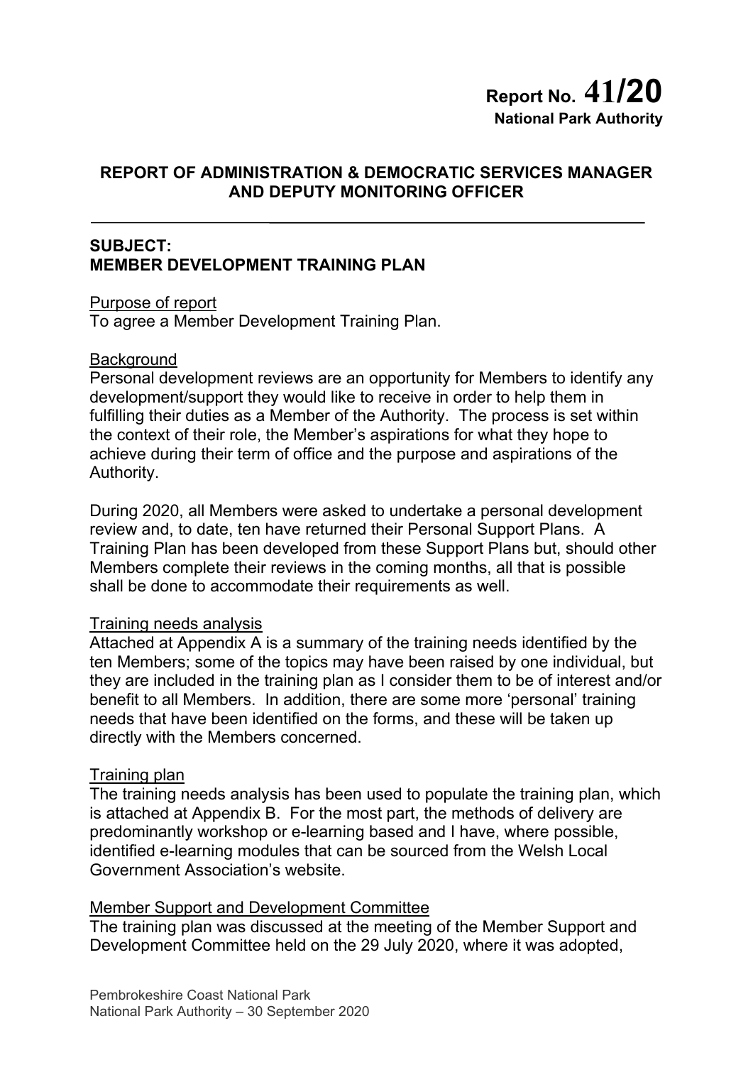**Report No. 41/20**
**National Park Authority**

## REPORT OF ADMINISTRATION & DEMOCRATIC SERVICES MANAGER AND DEPUTY MONITORING OFFICER

---

**SUBJECT:**
**MEMBER DEVELOPMENT TRAINING PLAN**

Purpose of report
To agree a Member Development Training Plan.

Background
Personal development reviews are an opportunity for Members to identify any development/support they would like to receive in order to help them in fulfilling their duties as a Member of the Authority. The process is set within the context of their role, the Member's aspirations for what they hope to achieve during their term of office and the purpose and aspirations of the Authority.

During 2020, all Members were asked to undertake a personal development review and, to date, ten have returned their Personal Support Plans. A Training Plan has been developed from these Support Plans but, should other Members complete their reviews in the coming months, all that is possible shall be done to accommodate their requirements as well.

Training needs analysis
Attached at Appendix A is a summary of the training needs identified by the ten Members; some of the topics may have been raised by one individual, but they are included in the training plan as I consider them to be of interest and/or benefit to all Members. In addition, there are some more 'personal' training needs that have been identified on the forms, and these will be taken up directly with the Members concerned.

Training plan
The training needs analysis has been used to populate the training plan, which is attached at Appendix B. For the most part, the methods of delivery are predominantly workshop or e-learning based and I have, where possible, identified e-learning modules that can be sourced from the Welsh Local Government Association's website.

Member Support and Development Committee
The training plan was discussed at the meeting of the Member Support and Development Committee held on the 29 July 2020, where it was adopted,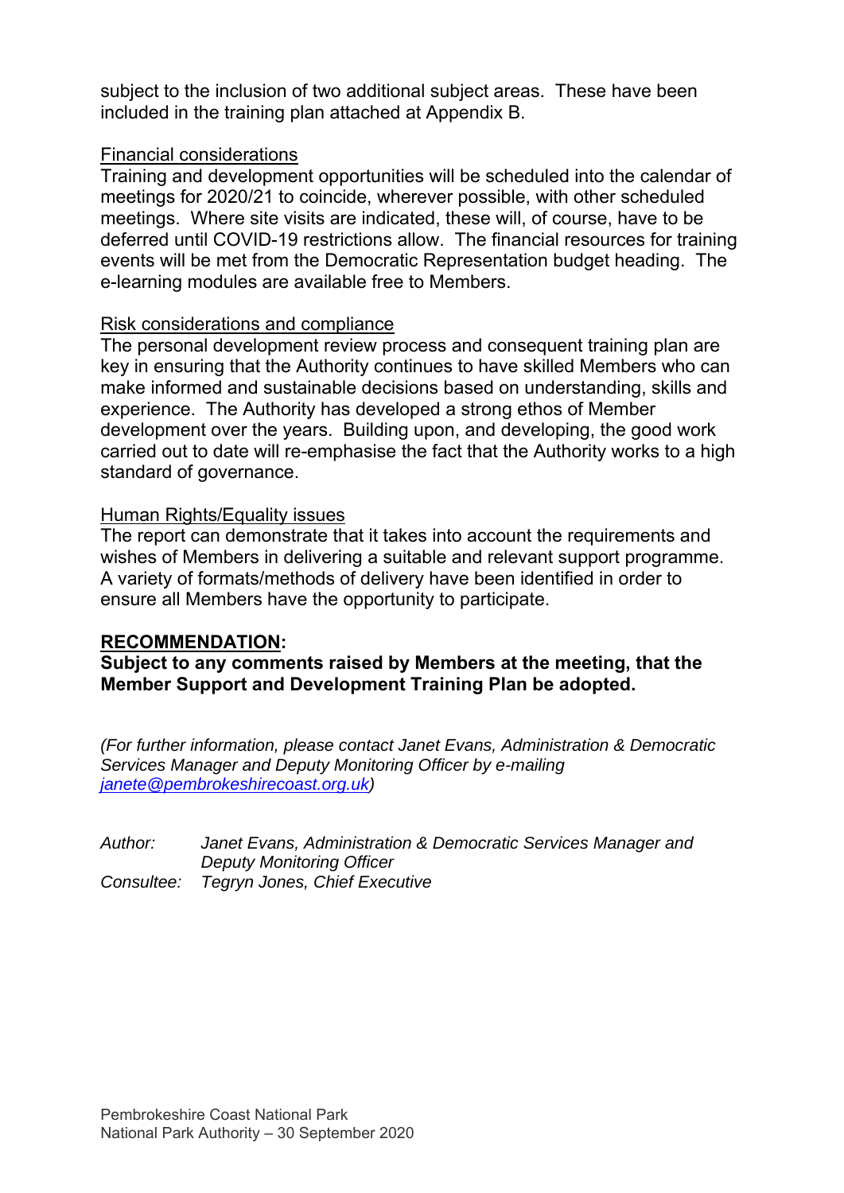subject to the inclusion of two additional subject areas. These have been included in the training plan attached at Appendix B.

Financial considerations

Training and development opportunities will be scheduled into the calendar of meetings for 2020/21 to coincide, wherever possible, with other scheduled meetings. Where site visits are indicated, these will, of course, have to be deferred until COVID-19 restrictions allow. The financial resources for training events will be met from the Democratic Representation budget heading. The e-learning modules are available free to Members.

Risk considerations and compliance

The personal development review process and consequent training plan are key in ensuring that the Authority continues to have skilled Members who can make informed and sustainable decisions based on understanding, skills and experience. The Authority has developed a strong ethos of Member development over the years. Building upon, and developing, the good work carried out to date will re-emphasise the fact that the Authority works to a high standard of governance.

Human Rights/Equality issues

The report can demonstrate that it takes into account the requirements and wishes of Members in delivering a suitable and relevant support programme. A variety of formats/methods of delivery have been identified in order to ensure all Members have the opportunity to participate.

**RECOMMENDATION:**

**Subject to any comments raised by Members at the meeting, that the Member Support and Development Training Plan be adopted.**

*(For further information, please contact Janet Evans, Administration & Democratic Services Manager and Deputy Monitoring Officer by e-mailing janete@pembrokeshirecoast.org.uk)*

*Author: Janet Evans, Administration & Democratic Services Manager and Deputy Monitoring Officer*
*Consultee: Tegryn Jones, Chief Executive*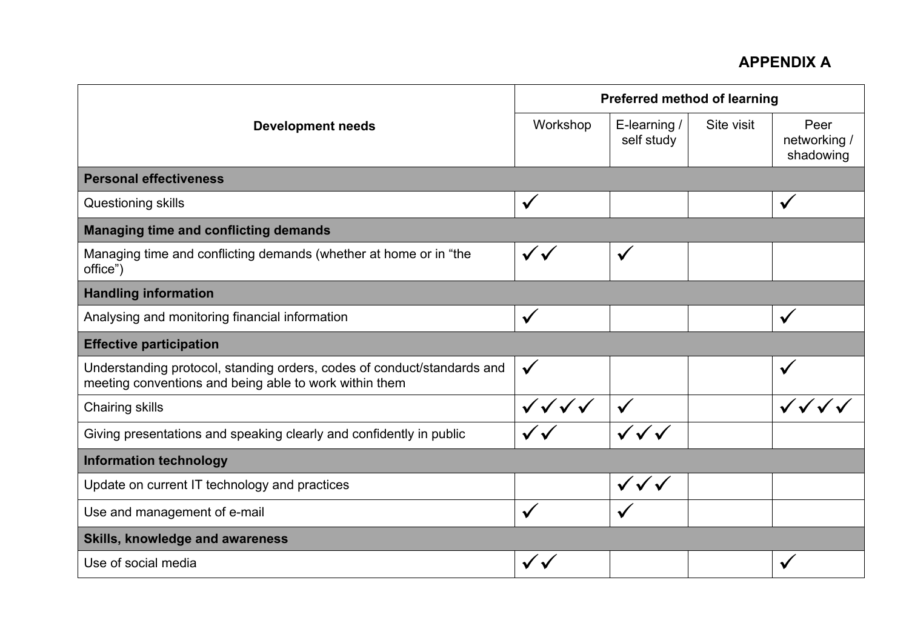## APPENDIX A

| Development needs | Preferred method of learning | | | |
|---|---|---|---|---|
| | Workshop | E-learning / self study | Site visit | Peer networking / shadowing |
| **Personal effectiveness** | | | | |
| Questioning skills | ✓ | | | ✓ |
| **Managing time and conflicting demands** | | | | |
| Managing time and conflicting demands (whether at home or in "the office") | ✓✓ | ✓ | | |
| **Handling information** | | | | |
| Analysing and monitoring financial information | ✓ | | | ✓ |
| **Effective participation** | | | | |
| Understanding protocol, standing orders, codes of conduct/standards and meeting conventions and being able to work within them | ✓ | | | ✓ |
| Chairing skills | ✓✓✓✓ | ✓ | | ✓✓✓✓ |
| Giving presentations and speaking clearly and confidently in public | ✓✓ | ✓✓✓ | | |
| **Information technology** | | | | |
| Update on current IT technology and practices | | ✓✓✓ | | |
| Use and management of e-mail | ✓ | ✓ | | |
| **Skills, knowledge and awareness** | | | | |
| Use of social media | ✓✓ | | | ✓ |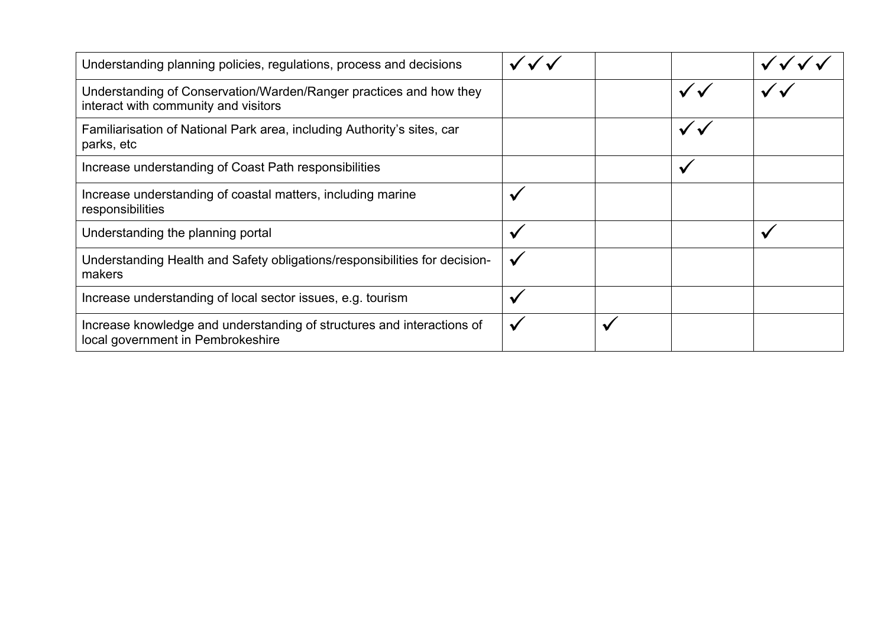| | | | | |
|---|---|---|---|---|
| Understanding planning policies, regulations, process and decisions | ✓✓✓ | | | ✓✓✓✓ |
| Understanding of Conservation/Warden/Ranger practices and how they interact with community and visitors | | | ✓✓ | ✓✓ |
| Familiarisation of National Park area, including Authority's sites, car parks, etc | | | ✓✓ | |
| Increase understanding of Coast Path responsibilities | | | ✓ | |
| Increase understanding of coastal matters, including marine responsibilities | ✓ | | | |
| Understanding the planning portal | ✓ | | | ✓ |
| Understanding Health and Safety obligations/responsibilities for decision-makers | ✓ | | | |
| Increase understanding of local sector issues, e.g. tourism | ✓ | | | |
| Increase knowledge and understanding of structures and interactions of local government in Pembrokeshire | ✓ | ✓ | | |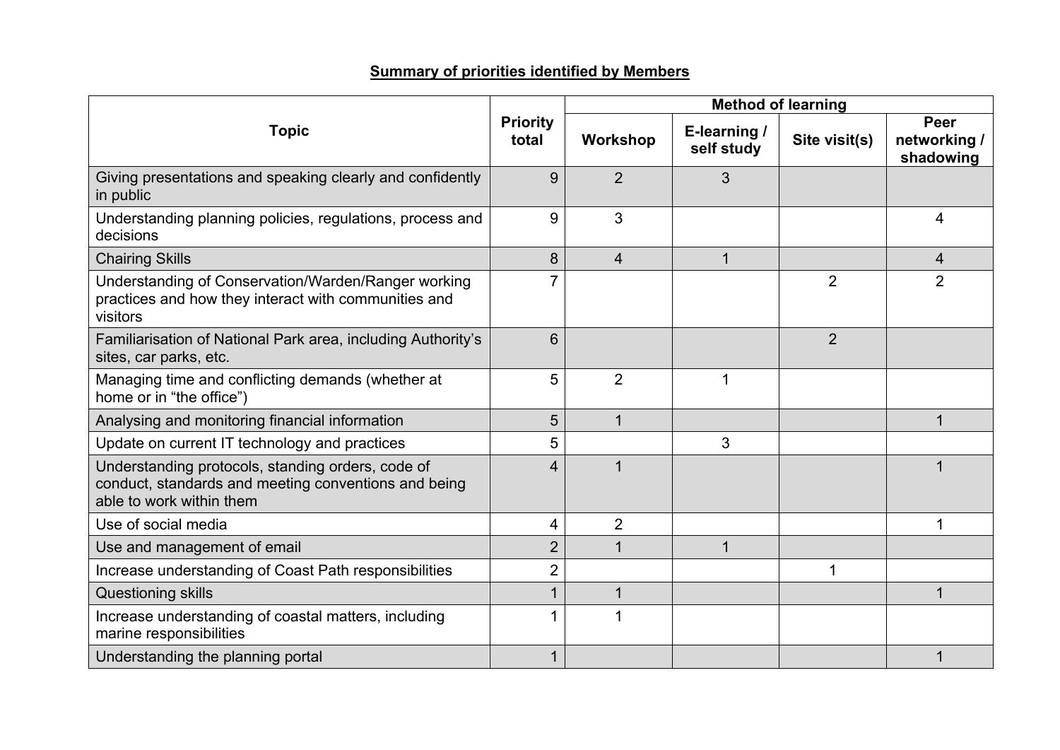**Summary of priorities identified by Members**

| Topic | Priority total | Method of learning | | | |
|---|---|---|---|---|---|
| | | Workshop | E-learning / self study | Site visit(s) | Peer networking / shadowing |
| Giving presentations and speaking clearly and confidently in public | 9 | 2 | 3 | | |
| Understanding planning policies, regulations, process and decisions | 9 | 3 | | | 4 |
| Chairing Skills | 8 | 4 | 1 | | 4 |
| Understanding of Conservation/Warden/Ranger working practices and how they interact with communities and visitors | 7 | | | 2 | 2 |
| Familiarisation of National Park area, including Authority's sites, car parks, etc. | 6 | | | 2 | |
| Managing time and conflicting demands (whether at home or in "the office") | 5 | 2 | 1 | | |
| Analysing and monitoring financial information | 5 | 1 | | | 1 |
| Update on current IT technology and practices | 5 | | 3 | | |
| Understanding protocols, standing orders, code of conduct, standards and meeting conventions and being able to work within them | 4 | 1 | | | 1 |
| Use of social media | 4 | 2 | | | 1 |
| Use and management of email | 2 | 1 | 1 | | |
| Increase understanding of Coast Path responsibilities | 2 | | | 1 | |
| Questioning skills | 1 | 1 | | | 1 |
| Increase understanding of coastal matters, including marine responsibilities | 1 | 1 | | | |
| Understanding the planning portal | 1 | | | | 1 |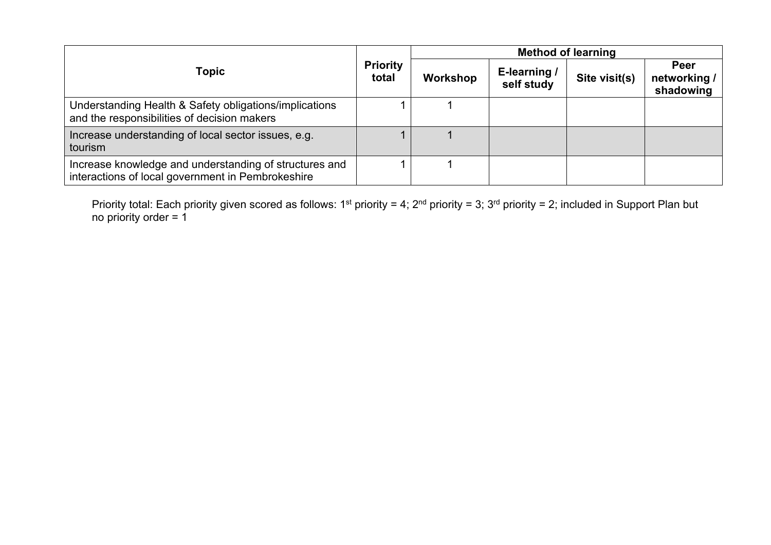| Topic | Priority total | Method of learning | | | |
|---|---|---|---|---|---|
| | | Workshop | E-learning / self study | Site visit(s) | Peer networking / shadowing |
| Understanding Health & Safety obligations/implications and the responsibilities of decision makers | 1 | 1 | | | |
| Increase understanding of local sector issues, e.g. tourism | 1 | 1 | | | |
| Increase knowledge and understanding of structures and interactions of local government in Pembrokeshire | 1 | 1 | | | |

Priority total: Each priority given scored as follows: 1st priority = 4; 2nd priority = 3; 3rd priority = 2; included in Support Plan but no priority order = 1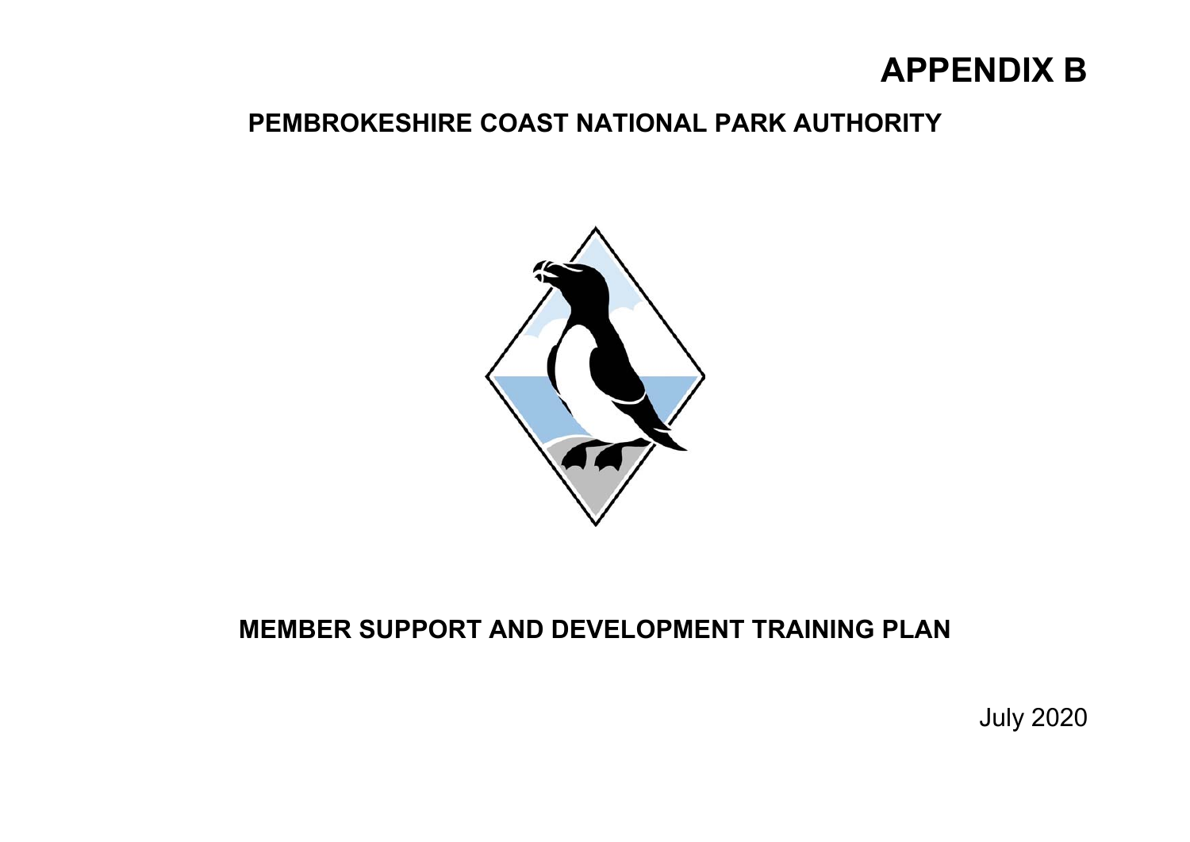# APPENDIX B

## PEMBROKESHIRE COAST NATIONAL PARK AUTHORITY

## MEMBER SUPPORT AND DEVELOPMENT TRAINING PLAN

July 2020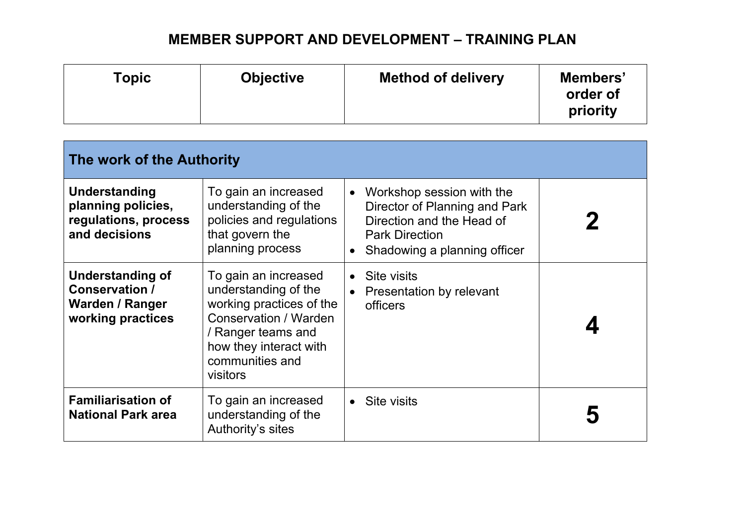# MEMBER SUPPORT AND DEVELOPMENT – TRAINING PLAN

| Topic | Objective | Method of delivery | Members' order of priority |
|---|---|---|---|
| **The work of the Authority** | | | |
| **Understanding planning policies, regulations, process and decisions** | To gain an increased understanding of the policies and regulations that govern the planning process | • Workshop session with the Director of Planning and Park Direction and the Head of Park Direction<br>• Shadowing a planning officer | **2** |
| **Understanding of Conservation / Warden / Ranger working practices** | To gain an increased understanding of the working practices of the Conservation / Warden / Ranger teams and how they interact with communities and visitors | • Site visits<br>• Presentation by relevant officers | **4** |
| **Familiarisation of National Park area** | To gain an increased understanding of the Authority's sites | • Site visits | **5** |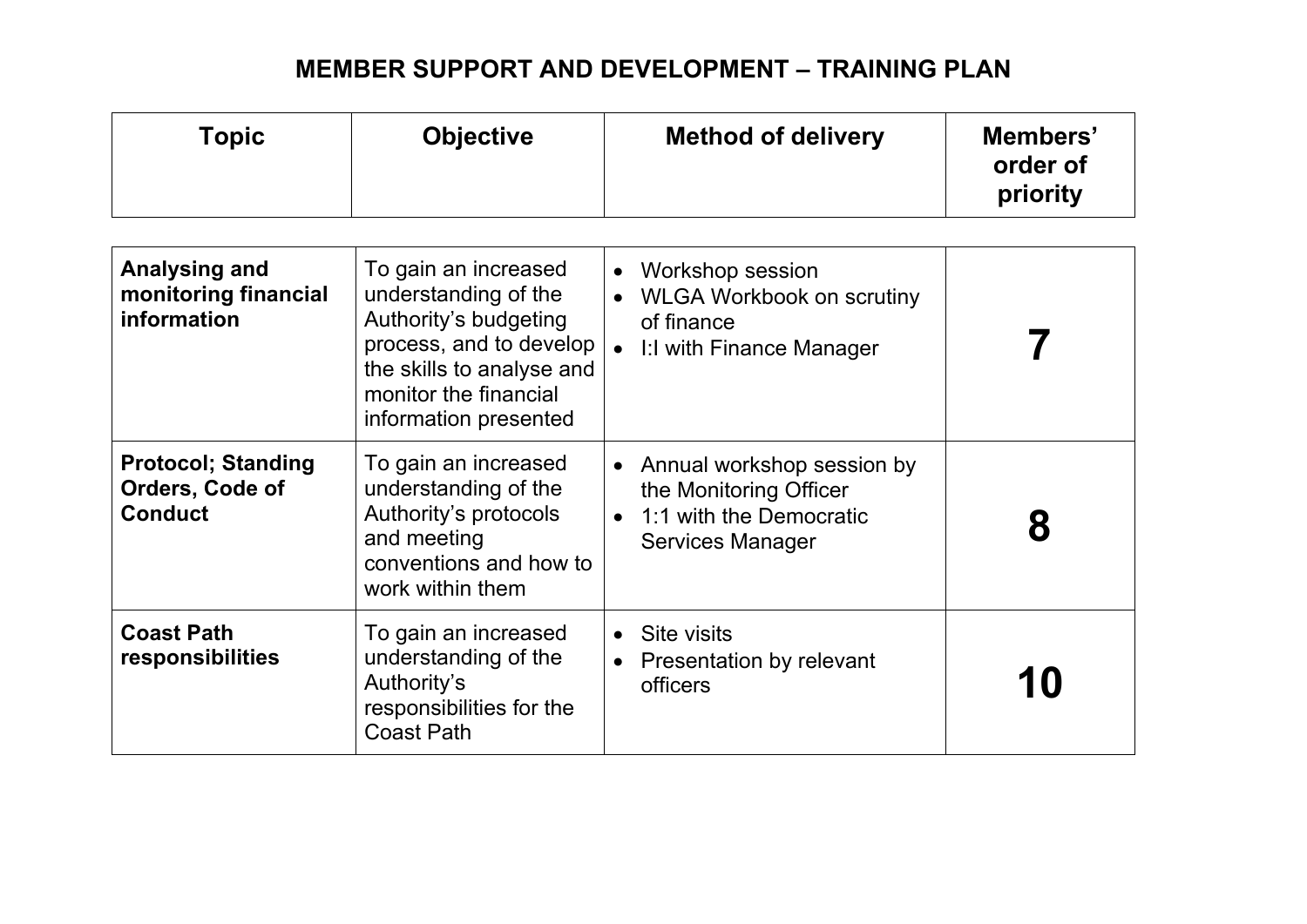# MEMBER SUPPORT AND DEVELOPMENT – TRAINING PLAN

| Topic | Objective | Method of delivery | Members' order of priority |
|---|---|---|---|
| **Analysing and monitoring financial information** | To gain an increased understanding of the Authority's budgeting process, and to develop the skills to analyse and monitor the financial information presented | • Workshop session<br>• WLGA Workbook on scrutiny of finance<br>• I:I with Finance Manager | **7** |
| **Protocol; Standing Orders, Code of Conduct** | To gain an increased understanding of the Authority's protocols and meeting conventions and how to work within them | • Annual workshop session by the Monitoring Officer<br>• 1:1 with the Democratic Services Manager | **8** |
| **Coast Path responsibilities** | To gain an increased understanding of the Authority's responsibilities for the Coast Path | • Site visits<br>• Presentation by relevant officers | **10** |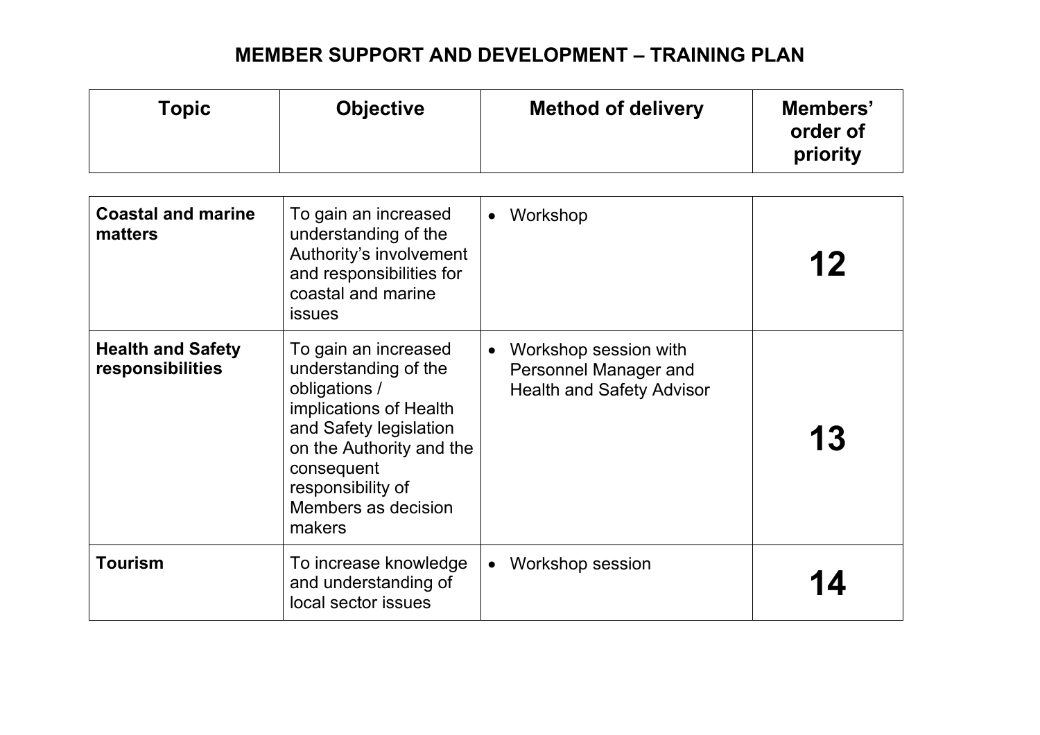# MEMBER SUPPORT AND DEVELOPMENT – TRAINING PLAN

| Topic | Objective | Method of delivery | Members' order of priority |
|---|---|---|---|
| **Coastal and marine matters** | To gain an increased understanding of the Authority's involvement and responsibilities for coastal and marine issues | • Workshop | **12** |
| **Health and Safety responsibilities** | To gain an increased understanding of the obligations / implications of Health and Safety legislation on the Authority and the consequent responsibility of Members as decision makers | • Workshop session with Personnel Manager and Health and Safety Advisor | **13** |
| **Tourism** | To increase knowledge and understanding of local sector issues | • Workshop session | **14** |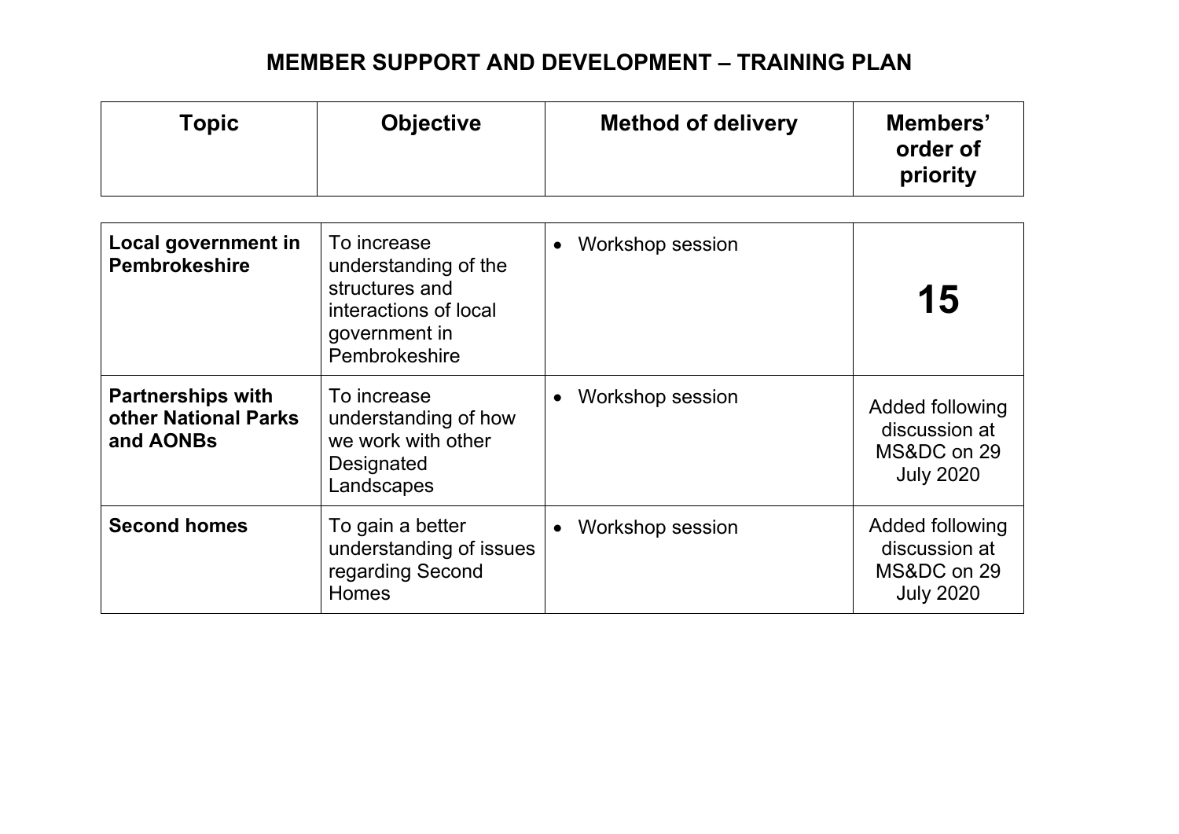# MEMBER SUPPORT AND DEVELOPMENT – TRAINING PLAN

| Topic | Objective | Method of delivery | Members' order of priority |
|---|---|---|---|
| **Local government in Pembrokeshire** | To increase understanding of the structures and interactions of local government in Pembrokeshire | • Workshop session | **15** |
| **Partnerships with other National Parks and AONBs** | To increase understanding of how we work with other Designated Landscapes | • Workshop session | Added following discussion at MS&DC on 29 July 2020 |
| **Second homes** | To gain a better understanding of issues regarding Second Homes | • Workshop session | Added following discussion at MS&DC on 29 July 2020 |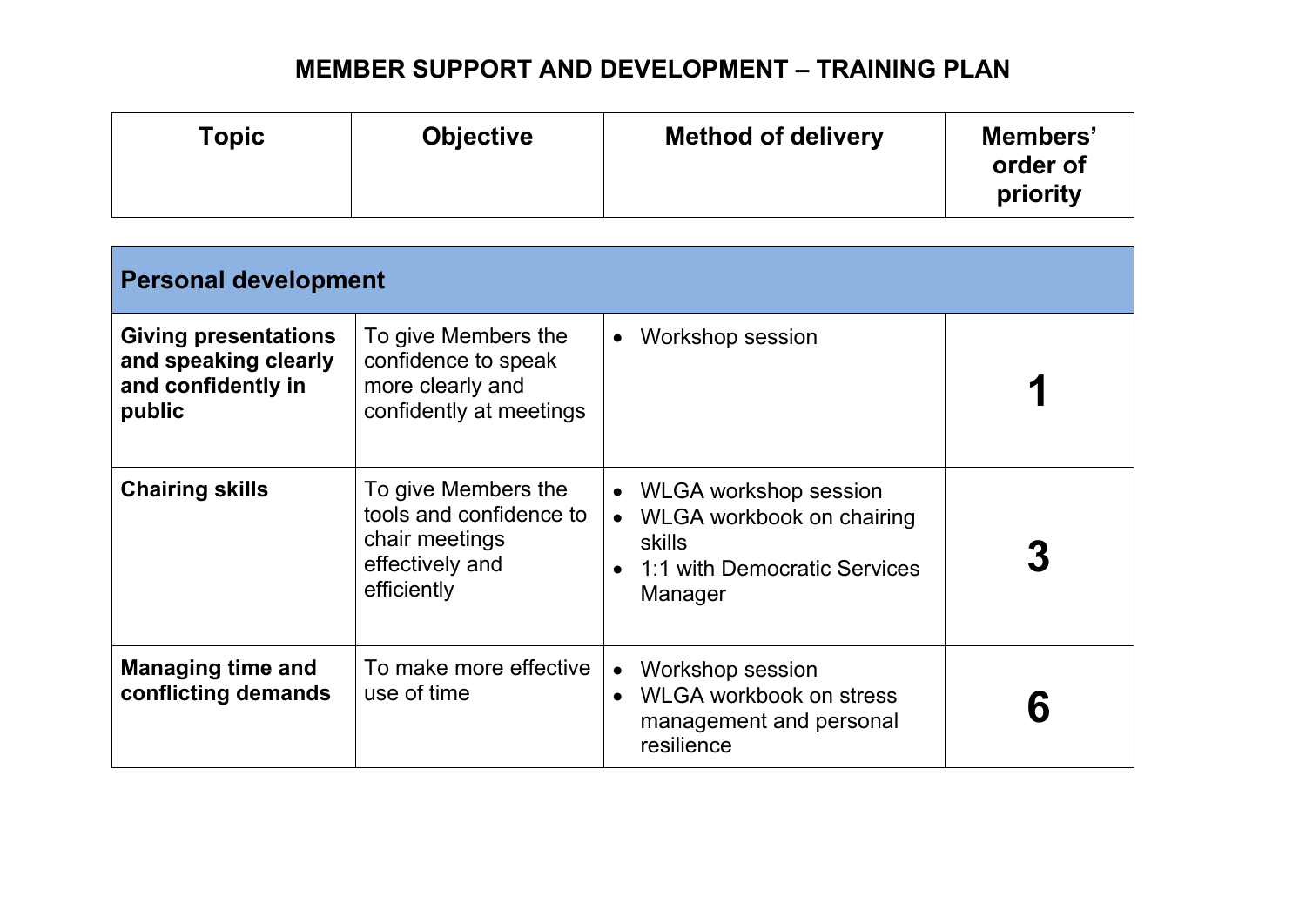# MEMBER SUPPORT AND DEVELOPMENT – TRAINING PLAN

| Topic | Objective | Method of delivery | Members' order of priority |
|---|---|---|---|
| **Personal development** | | | |
| **Giving presentations and speaking clearly and confidently in public** | To give Members the confidence to speak more clearly and confidently at meetings | • Workshop session | **1** |
| **Chairing skills** | To give Members the tools and confidence to chair meetings effectively and efficiently | • WLGA workshop session<br>• WLGA workbook on chairing skills<br>• 1:1 with Democratic Services Manager | **3** |
| **Managing time and conflicting demands** | To make more effective use of time | • Workshop session<br>• WLGA workbook on stress management and personal resilience | **6** |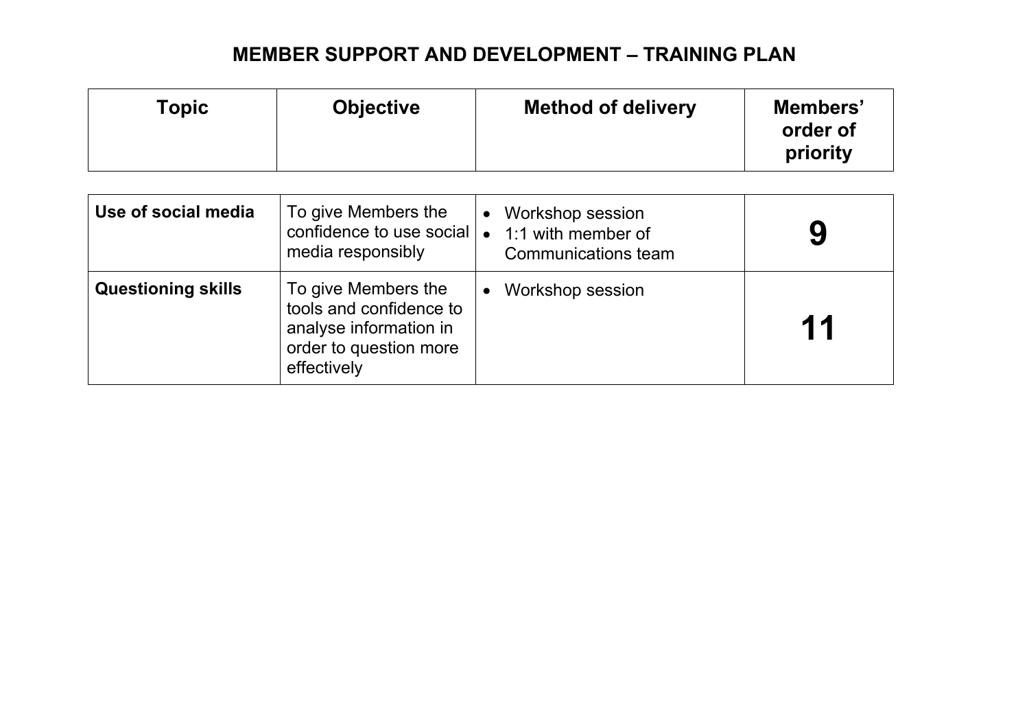# MEMBER SUPPORT AND DEVELOPMENT – TRAINING PLAN

| Topic | Objective | Method of delivery | Members' order of priority |
|---|---|---|---|
| **Use of social media** | To give Members the confidence to use social media responsibly | • Workshop session<br>• 1:1 with member of Communications team | **9** |
| **Questioning skills** | To give Members the tools and confidence to analyse information in order to question more effectively | • Workshop session | **11** |